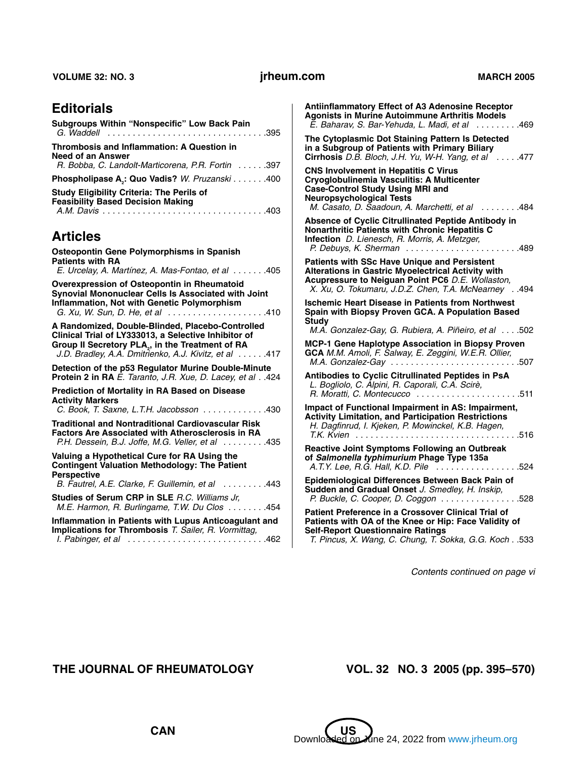## Editorials

**Subgroups Within "Nonspecific" Low Back Pain**
*G. Waddell* .....395

**Thrombosis and Inflammation: A Question in Need of an Answer**
*R. Bobba, C. Landolt-Marticorena, P.R. Fortin* .....397

**Phospholipase $A_2$: Quo Vadis?** *W. Pruzanski* .....400

**Study Eligibility Criteria: The Perils of Feasibility Based Decision Making**
*A.M. Davis* .....403

## Articles

**Osteopontin Gene Polymorphisms in Spanish Patients with RA**
*E. Urcelay, A. Martínez, A. Mas-Fontao, et al* .....405

**Overexpression of Osteopontin in Rheumatoid Synovial Mononuclear Cells Is Associated with Joint Inflammation, Not with Genetic Polymorphism**
*G. Xu, W. Sun, D. He, et al* .....410

**A Randomized, Double-Blinded, Placebo-Controlled Clinical Trial of LY333013, a Selective Inhibitor of Group II Secretory $PLA_2$, in the Treatment of RA**
*J.D. Bradley, A.A. Dmitrienko, A.J. Kivitz, et al* .....417

**Detection of the p53 Regulator Murine Double-Minute Protein 2 in RA** *E. Taranto, J.R. Xue, D. Lacey, et al* ..424

**Prediction of Mortality in RA Based on Disease Activity Markers**
*C. Book, T. Saxne, L.T.H. Jacobsson* .....430

**Traditional and Nontraditional Cardiovascular Risk Factors Are Associated with Atherosclerosis in RA**
*P.H. Dessein, B.J. Joffe, M.G. Veller, et al* .....435

**Valuing a Hypothetical Cure for RA Using the Contingent Valuation Methodology: The Patient Perspective**
*B. Fautrel, A.E. Clarke, F. Guillemin, et al* .....443

**Studies of Serum CRP in SLE** *R.C. Williams Jr, M.E. Harmon, R. Burlingame, T.W. Du Clos* .....454

**Inflammation in Patients with Lupus Anticoagulant and Implications for Thrombosis** *T. Sailer, R. Vormittag, I. Pabinger, et al* .....462

**Antiinflammatory Effect of A3 Adenosine Receptor Agonists in Murine Autoimmune Arthritis Models**
*E. Baharav, S. Bar-Yehuda, L. Madi, et al* .....469

**The Cytoplasmic Dot Staining Pattern Is Detected in a Subgroup of Patients with Primary Biliary Cirrhosis** *D.B. Bloch, J.H. Yu, W-H. Yang, et al* .....477

**CNS Involvement in Hepatitis C Virus Cryoglobulinemia Vasculitis: A Multicenter Case-Control Study Using MRI and Neuropsychological Tests**
*M. Casato, D. Saadoun, A. Marchetti, et al* .....484

**Absence of Cyclic Citrullinated Peptide Antibody in Nonarthritic Patients with Chronic Hepatitis C Infection** *D. Lienesch, R. Morris, A. Metzger, P. Debuys, K. Sherman* .....489

**Patients with SSc Have Unique and Persistent Alterations in Gastric Myoelectrical Activity with Acupressure to Neiguan Point PC6** *D.E. Wollaston, X. Xu, O. Tokumaru, J.D.Z. Chen, T.A. McNearney* ..494

**Ischemic Heart Disease in Patients from Northwest Spain with Biopsy Proven GCA. A Population Based Study**
*M.A. Gonzalez-Gay, G. Rubiera, A. Piñeiro, et al* ....502

**MCP-1 Gene Haplotype Association in Biopsy Proven GCA** *M.M. Amoli, F. Salway, E. Zeggini, W.E.R. Ollier, M.A. Gonzalez-Gay* .....507

**Antibodies to Cyclic Citrullinated Peptides in PsA**
*L. Bogliolo, C. Alpini, R. Caporali, C.A. Scirè, R. Moratti, C. Montecucco* .....511

**Impact of Functional Impairment in AS: Impairment, Activity Limitation, and Participation Restrictions**
*H. Dagfinrud, I. Kjeken, P. Mowinckel, K.B. Hagen, T.K. Kvien* .....516

**Reactive Joint Symptoms Following an Outbreak of *Salmonella typhimurium* Phage Type 135a**
*A.T.Y. Lee, R.G. Hall, K.D. Pile* .....524

**Epidemiological Differences Between Back Pain of Sudden and Gradual Onset** *J. Smedley, H. Inskip, P. Buckle, C. Cooper, D. Coggon* .....528

**Patient Preference in a Crossover Clinical Trial of Patients with OA of the Knee or Hip: Face Validity of Self-Report Questionnaire Ratings**
*T. Pincus, X. Wang, C. Chung, T. Sokka, G.G. Koch* ..533

*Contents continued on page vi*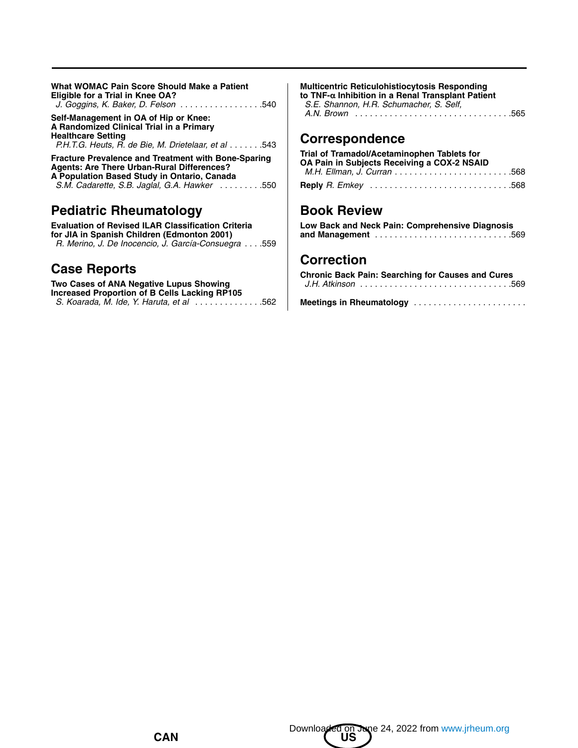**What WOMAC Pain Score Should Make a Patient Eligible for a Trial in Knee OA?**
*J. Goggins, K. Baker, D. Felson* . . . . . . . . . . . . . . . . .540

**Self-Management in OA of Hip or Knee: A Randomized Clinical Trial in a Primary Healthcare Setting**
*P.H.T.G. Heuts, R. de Bie, M. Drietelaar, et al* . . . . . . .543

**Fracture Prevalence and Treatment with Bone-Sparing Agents: Are There Urban-Rural Differences? A Population Based Study in Ontario, Canada**
*S.M. Cadarette, S.B. Jaglal, G.A. Hawker* . . . . . . . . .550

## Pediatric Rheumatology

**Evaluation of Revised ILAR Classification Criteria for JIA in Spanish Children (Edmonton 2001)**
*R. Merino, J. De Inocencio, J. García-Consuegra* . . . .559

## Case Reports

**Two Cases of ANA Negative Lupus Showing Increased Proportion of B Cells Lacking RP105**
*S. Koarada, M. Ide, Y. Haruta, et al* . . . . . . . . . . . . . .562

**Multicentric Reticulohistiocytosis Responding to TNF-α Inhibition in a Renal Transplant Patient**
*S.E. Shannon, H.R. Schumacher, S. Self, A.N. Brown* . . . . . . . . . . . . . . . . . . . . . . . . . . . . . . . .565

## Correspondence

**Trial of Tramadol/Acetaminophen Tablets for OA Pain in Subjects Receiving a COX-2 NSAID**
*M.H. Ellman, J. Curran* . . . . . . . . . . . . . . . . . . . . . . . .568

**Reply** *R. Emkey* . . . . . . . . . . . . . . . . . . . . . . . . . . . .568

## Book Review

**Low Back and Neck Pain: Comprehensive Diagnosis and Management** . . . . . . . . . . . . . . . . . . . . . . . . . . . .569

## Correction

**Chronic Back Pain: Searching for Causes and Cures**
*J.H. Atkinson* . . . . . . . . . . . . . . . . . . . . . . . . . . . . . . .569

**Meetings in Rheumatology** . . . . . . . . . . . . . . . . . . . . . . .

CAN US